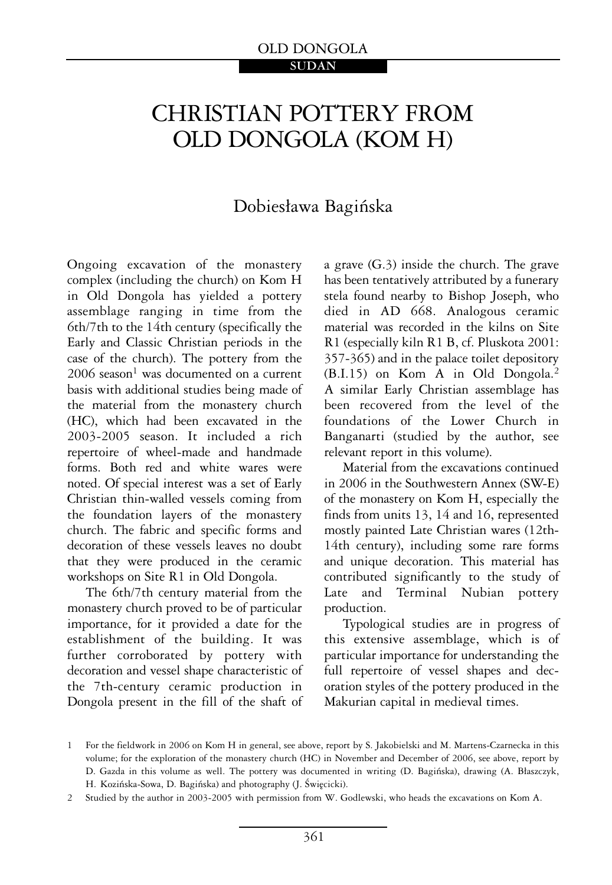OLD DONGOLA

SUDAN

# CHRISTIAN POTTERY FROM OLD DONGOLA (KOM H)

Dobiesława Bagińska

Ongoing excavation of the monastery complex (including the church) on Kom H in Old Dongola has yielded a pottery assemblage ranging in time from the 6th/7th to the 14th century (specifically the Early and Classic Christian periods in the case of the church). The pottery from the 2006 season[1] was documented on a current basis with additional studies being made of the material from the monastery church (HC), which had been excavated in the 2003-2005 season. It included a rich repertoire of wheel-made and handmade forms. Both red and white wares were noted. Of special interest was a set of Early Christian thin-walled vessels coming from the foundation layers of the monastery church. The fabric and specific forms and decoration of these vessels leaves no doubt that they were produced in the ceramic workshops on Site R1 in Old Dongola.

The 6th/7th century material from the monastery church proved to be of particular importance, for it provided a date for the establishment of the building. It was further corroborated by pottery with decoration and vessel shape characteristic of the 7th-century ceramic production in Dongola present in the fill of the shaft of a grave (G.3) inside the church. The grave has been tentatively attributed by a funerary stela found nearby to Bishop Joseph, who died in AD 668. Analogous ceramic material was recorded in the kilns on Site R1 (especially kiln R1 B, cf. Pluskota 2001: 357-365) and in the palace toilet depository (B.I.15) on Kom A in Old Dongola.[2] A similar Early Christian assemblage has been recovered from the level of the foundations of the Lower Church in Banganarti (studied by the author, see relevant report in this volume).

Material from the excavations continued in 2006 in the Southwestern Annex (SW-E) of the monastery on Kom H, especially the finds from units 13, 14 and 16, represented mostly painted Late Christian wares (12th-14th century), including some rare forms and unique decoration. This material has contributed significantly to the study of Late and Terminal Nubian pottery production.

Typological studies are in progress of this extensive assemblage, which is of particular importance for understanding the full repertoire of vessel shapes and decoration styles of the pottery produced in the Makurian capital in medieval times.

---

1 For the fieldwork in 2006 on Kom H in general, see above, report by S. Jakobielski and M. Martens-Czarnecka in this volume; for the exploration of the monastery church (HC) in November and December of 2006, see above, report by D. Gazda in this volume as well. The pottery was documented in writing (D. Bagińska), drawing (A. Błaszczyk, H. Kozińska-Sowa, D. Bagińska) and photography (J. Święcicki).

2 Studied by the author in 2003-2005 with permission from W. Godlewski, who heads the excavations on Kom A.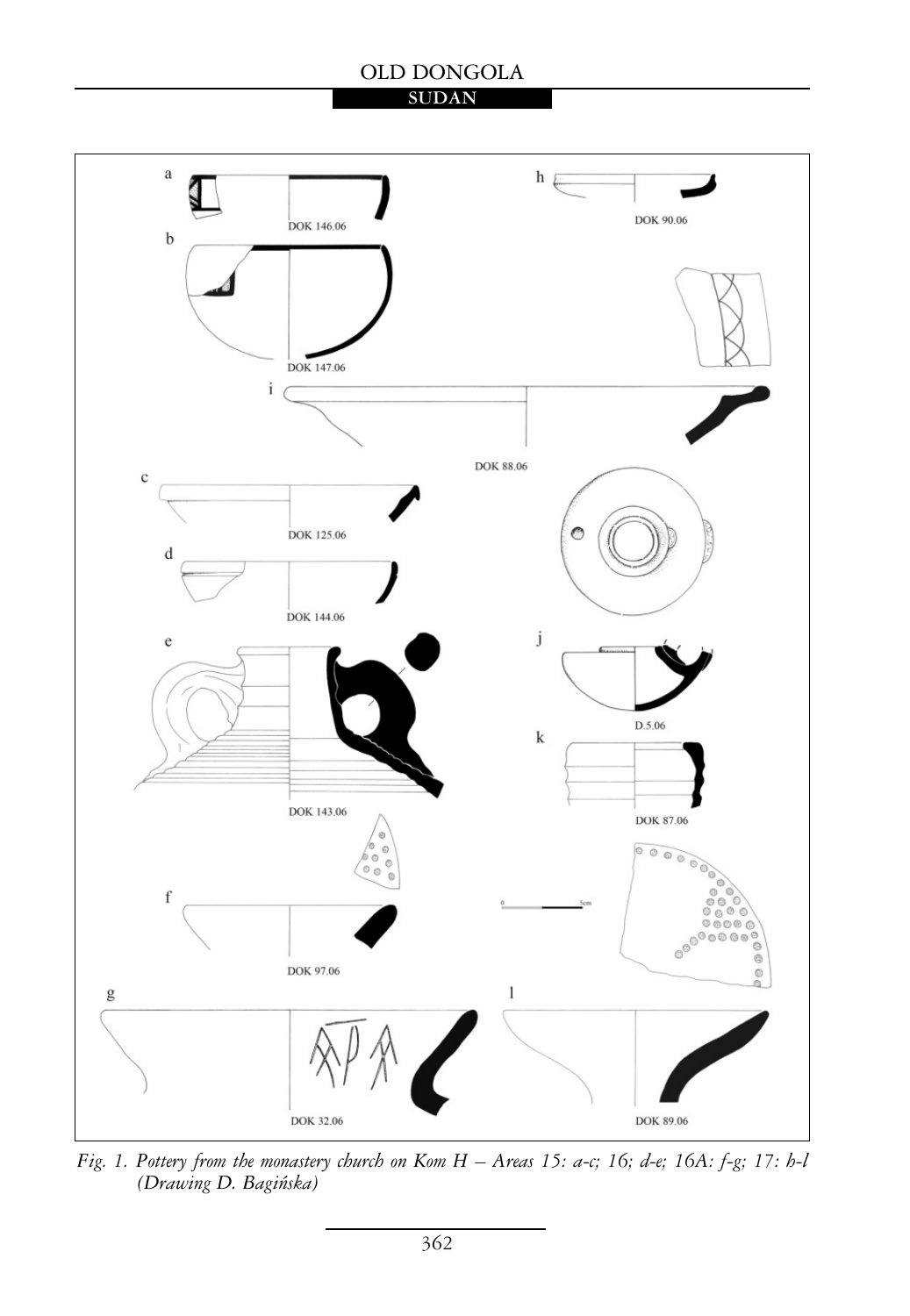Fig. 1. Pottery from the monastery church on Kom H – Areas 15: a-c; 16; d-e; 16A: f-g; 17: h-l (Drawing D. Bagińska)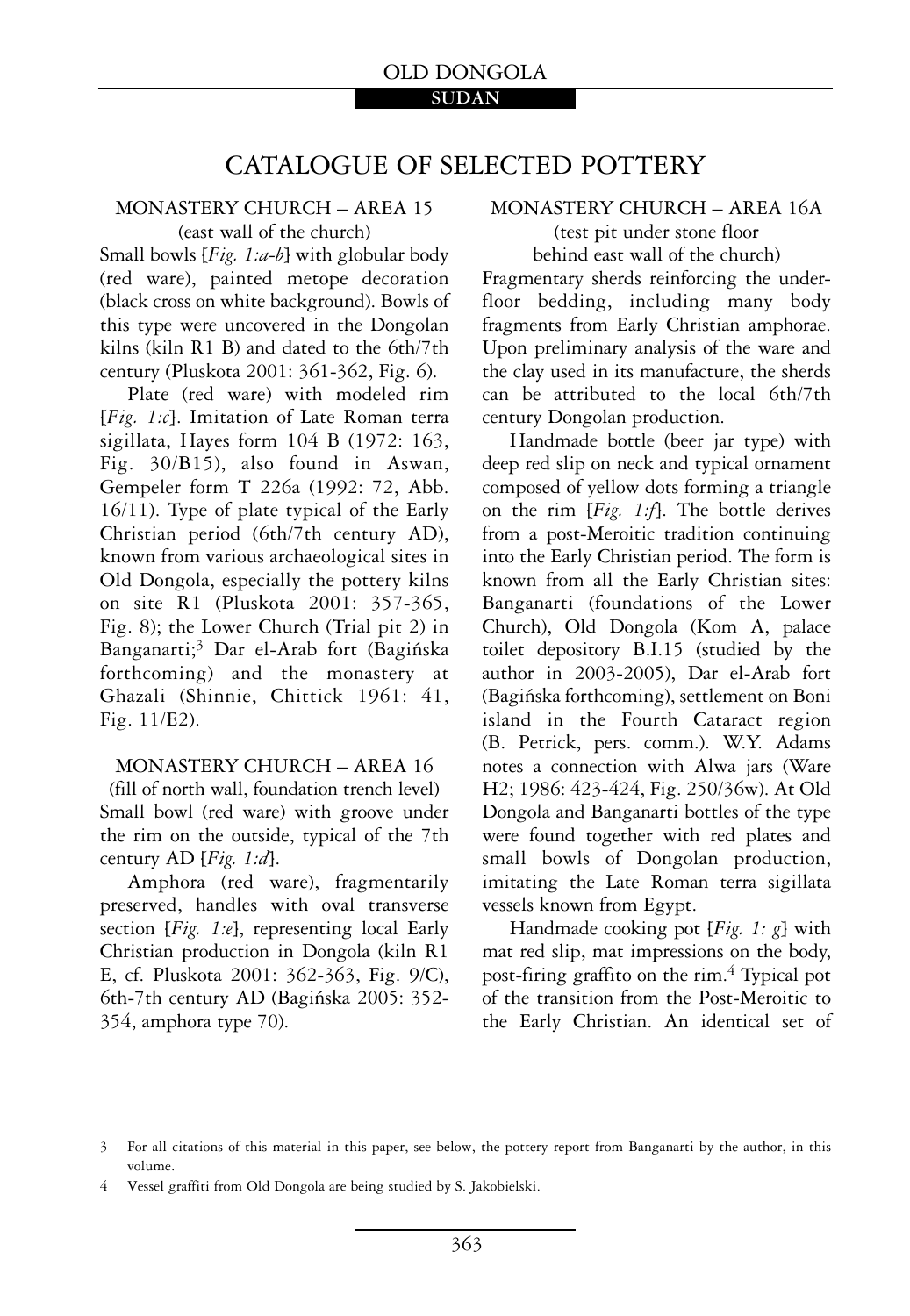# CATALOGUE OF SELECTED POTTERY

## MONASTERY CHURCH – AREA 15

(east wall of the church)

Small bowls [*Fig. 1:a-b*] with globular body (red ware), painted metope decoration (black cross on white background). Bowls of this type were uncovered in the Dongolan kilns (kiln R1 B) and dated to the 6th/7th century (Pluskota 2001: 361-362, Fig. 6).

Plate (red ware) with modeled rim [*Fig. 1:c*]. Imitation of Late Roman terra sigillata, Hayes form 104 B (1972: 163, Fig. 30/B15), also found in Aswan, Gempeler form T 226a (1992: 72, Abb. 16/11). Type of plate typical of the Early Christian period (6th/7th century AD), known from various archaeological sites in Old Dongola, especially the pottery kilns on site R1 (Pluskota 2001: 357-365, Fig. 8); the Lower Church (Trial pit 2) in Banganarti;[3] Dar el-Arab fort (Bagińska forthcoming) and the monastery at Ghazali (Shinnie, Chittick 1961: 41, Fig. 11/E2).

## MONASTERY CHURCH – AREA 16

(fill of north wall, foundation trench level)

Small bowl (red ware) with groove under the rim on the outside, typical of the 7th century AD [*Fig. 1:d*].

Amphora (red ware), fragmentarily preserved, handles with oval transverse section [*Fig. 1:e*], representing local Early Christian production in Dongola (kiln R1 E, cf. Pluskota 2001: 362-363, Fig. 9/C), 6th-7th century AD (Bagińska 2005: 352-354, amphora type 70).

## MONASTERY CHURCH – AREA 16A

(test pit under stone floor behind east wall of the church)

Fragmentary sherds reinforcing the underfloor bedding, including many body fragments from Early Christian amphorae. Upon preliminary analysis of the ware and the clay used in its manufacture, the sherds can be attributed to the local 6th/7th century Dongolan production.

Handmade bottle (beer jar type) with deep red slip on neck and typical ornament composed of yellow dots forming a triangle on the rim [*Fig. 1:f*]. The bottle derives from a post-Meroitic tradition continuing into the Early Christian period. The form is known from all the Early Christian sites: Banganarti (foundations of the Lower Church), Old Dongola (Kom A, palace toilet depository B.I.15 (studied by the author in 2003-2005), Dar el-Arab fort (Bagińska forthcoming), settlement on Boni island in the Fourth Cataract region (B. Petrick, pers. comm.). W.Y. Adams notes a connection with Alwa jars (Ware H2; 1986: 423-424, Fig. 250/36w). At Old Dongola and Banganarti bottles of the type were found together with red plates and small bowls of Dongolan production, imitating the Late Roman terra sigillata vessels known from Egypt.

Handmade cooking pot [*Fig. 1: g*] with mat red slip, mat impressions on the body, post-firing graffito on the rim.[4] Typical pot of the transition from the Post-Meroitic to the Early Christian. An identical set of

---

3 For all citations of this material in this paper, see below, the pottery report from Banganarti by the author, in this volume.

4 Vessel graffiti from Old Dongola are being studied by S. Jakobielski.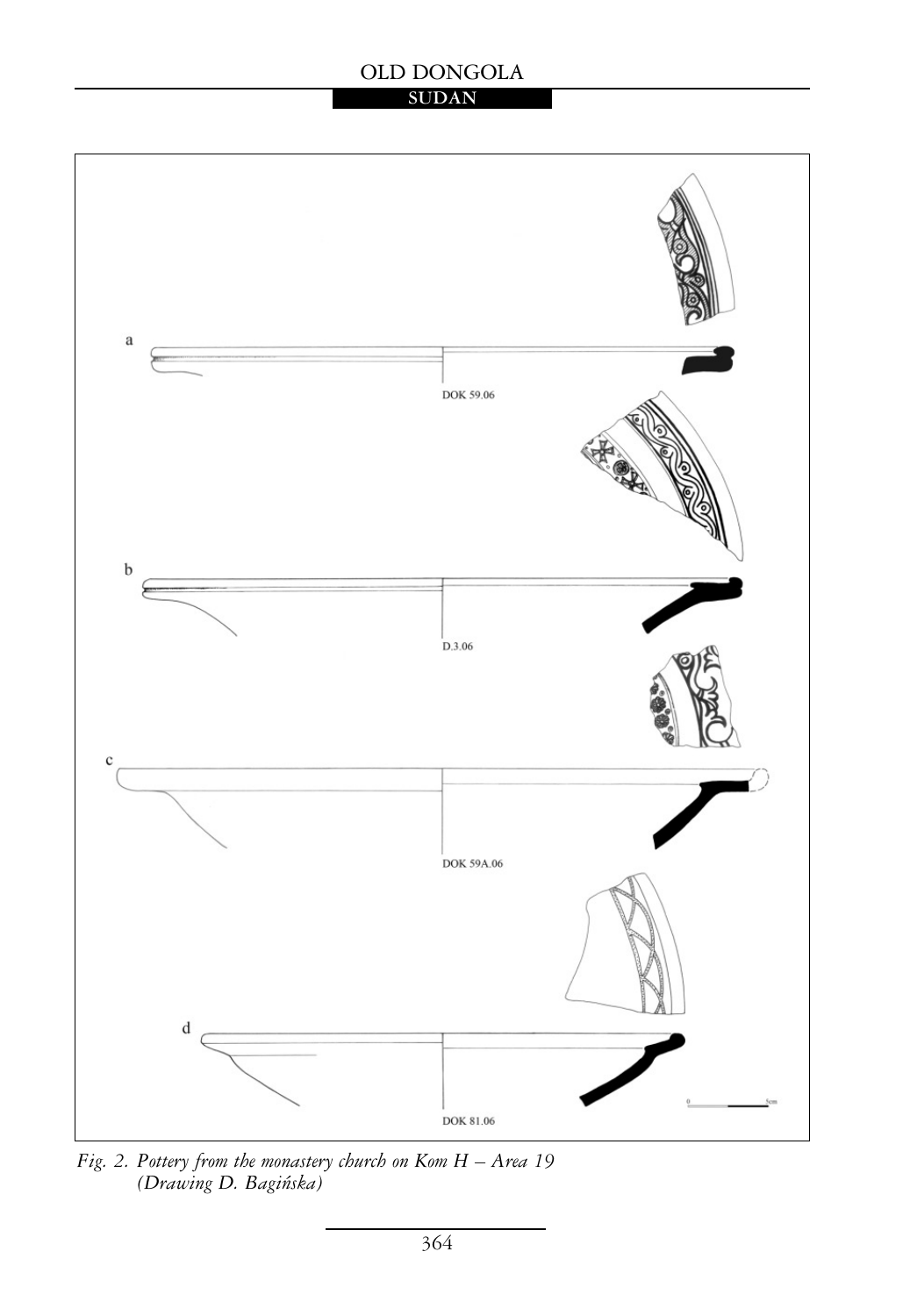a

DOK 59.06

b

D.3.06

c

DOK 59A.06

d

DOK 81.06

0 5cm

*Fig. 2. Pottery from the monastery church on Kom H – Area 19 (Drawing D. Bagińska)*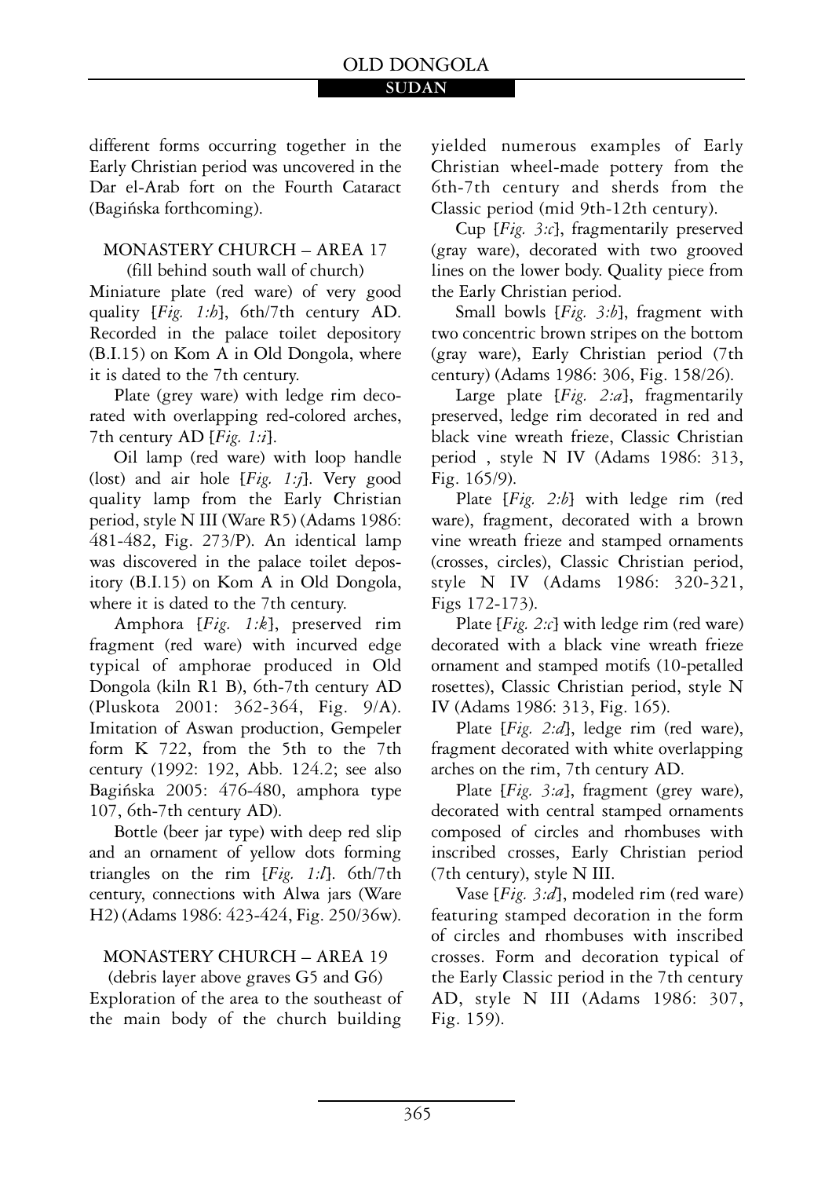different forms occurring together in the Early Christian period was uncovered in the Dar el-Arab fort on the Fourth Cataract (Bagińska forthcoming).

MONASTERY CHURCH – AREA 17
(fill behind south wall of church)

Miniature plate (red ware) of very good quality [*Fig. 1:h*], 6th/7th century AD. Recorded in the palace toilet depository (B.I.15) on Kom A in Old Dongola, where it is dated to the 7th century.

Plate (grey ware) with ledge rim decorated with overlapping red-colored arches, 7th century AD [*Fig. 1:i*].

Oil lamp (red ware) with loop handle (lost) and air hole [*Fig. 1:j*]. Very good quality lamp from the Early Christian period, style N III (Ware R5) (Adams 1986: 481-482, Fig. 273/P). An identical lamp was discovered in the palace toilet depository (B.I.15) on Kom A in Old Dongola, where it is dated to the 7th century.

Amphora [*Fig. 1:k*], preserved rim fragment (red ware) with incurved edge typical of amphorae produced in Old Dongola (kiln R1 B), 6th-7th century AD (Pluskota 2001: 362-364, Fig. 9/A). Imitation of Aswan production, Gempeler form K 722, from the 5th to the 7th century (1992: 192, Abb. 124.2; see also Bagińska 2005: 476-480, amphora type 107, 6th-7th century AD).

Bottle (beer jar type) with deep red slip and an ornament of yellow dots forming triangles on the rim [*Fig. 1:l*]. 6th/7th century, connections with Alwa jars (Ware H2) (Adams 1986: 423-424, Fig. 250/36w).

MONASTERY CHURCH – AREA 19
(debris layer above graves G5 and G6)

Exploration of the area to the southeast of the main body of the church building yielded numerous examples of Early Christian wheel-made pottery from the 6th-7th century and sherds from the Classic period (mid 9th-12th century).

Cup [*Fig. 3:c*], fragmentarily preserved (gray ware), decorated with two grooved lines on the lower body. Quality piece from the Early Christian period.

Small bowls [*Fig. 3:b*], fragment with two concentric brown stripes on the bottom (gray ware), Early Christian period (7th century) (Adams 1986: 306, Fig. 158/26).

Large plate [*Fig. 2:a*], fragmentarily preserved, ledge rim decorated in red and black vine wreath frieze, Classic Christian period , style N IV (Adams 1986: 313, Fig. 165/9).

Plate [*Fig. 2:b*] with ledge rim (red ware), fragment, decorated with a brown vine wreath frieze and stamped ornaments (crosses, circles), Classic Christian period, style N IV (Adams 1986: 320-321, Figs 172-173).

Plate [*Fig. 2:c*] with ledge rim (red ware) decorated with a black vine wreath frieze ornament and stamped motifs (10-petalled rosettes), Classic Christian period, style N IV (Adams 1986: 313, Fig. 165).

Plate [*Fig. 2:d*], ledge rim (red ware), fragment decorated with white overlapping arches on the rim, 7th century AD.

Plate [*Fig. 3:a*], fragment (grey ware), decorated with central stamped ornaments composed of circles and rhombuses with inscribed crosses, Early Christian period (7th century), style N III.

Vase [*Fig. 3:d*], modeled rim (red ware) featuring stamped decoration in the form of circles and rhombuses with inscribed crosses. Form and decoration typical of the Early Classic period in the 7th century AD, style N III (Adams 1986: 307, Fig. 159).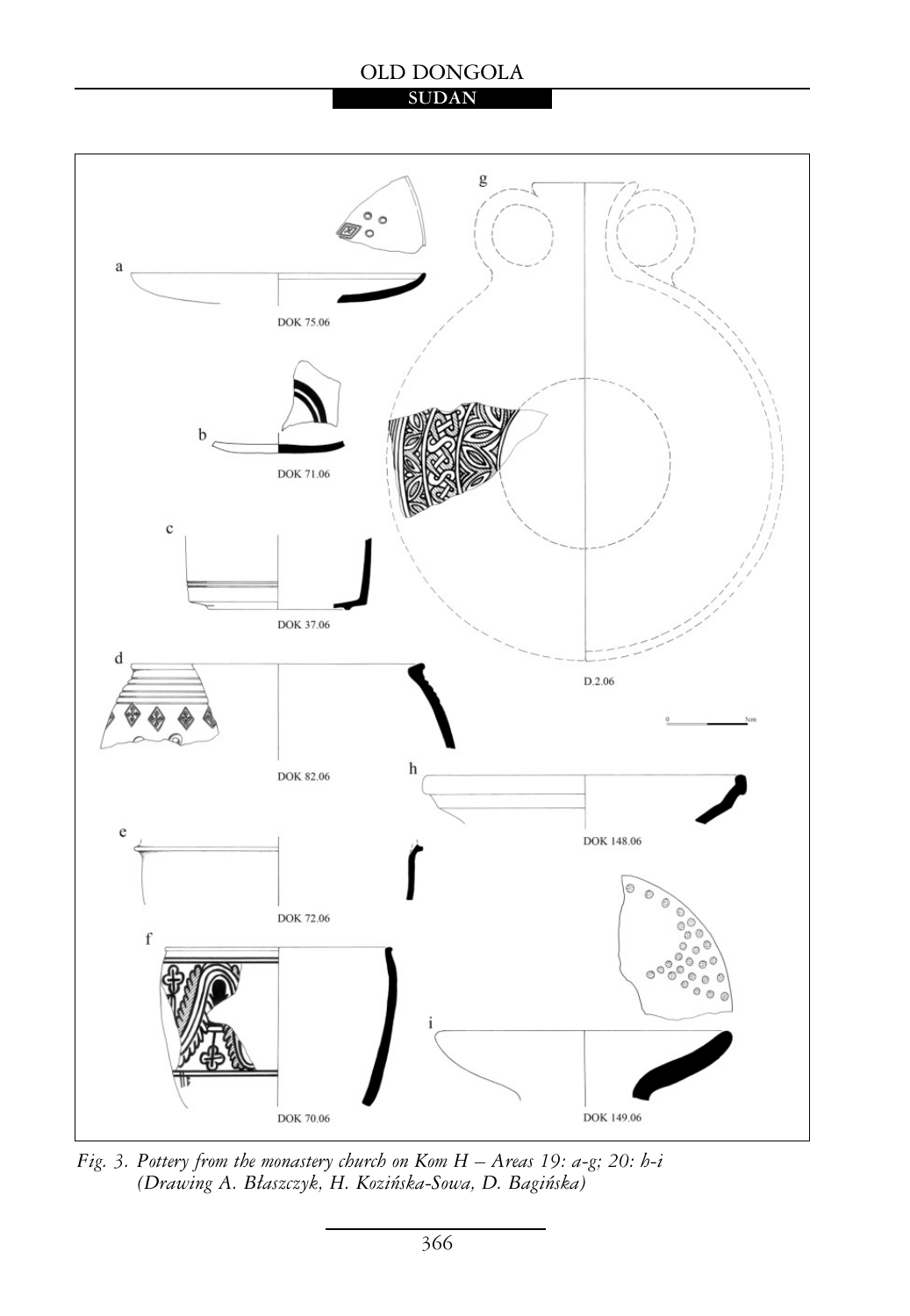*Fig. 3. Pottery from the monastery church on Kom H – Areas 19: a-g; 20: h-i (Drawing A. Błaszczyk, H. Kozińska-Sowa, D. Bagińska)*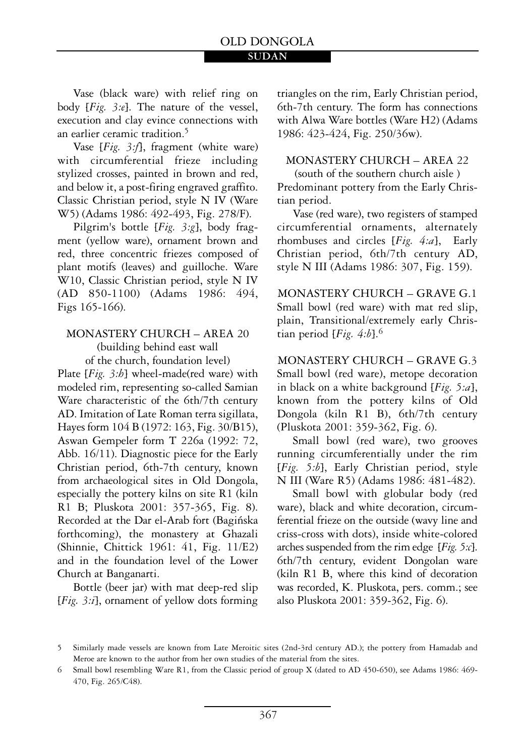Vase (black ware) with relief ring on body [*Fig. 3:e*]. The nature of the vessel, execution and clay evince connections with an earlier ceramic tradition.[5]

Vase [*Fig. 3:f*], fragment (white ware) with circumferential frieze including stylized crosses, painted in brown and red, and below it, a post-firing engraved graffito. Classic Christian period, style N IV (Ware W5) (Adams 1986: 492-493, Fig. 278/F).

Pilgrim's bottle [*Fig. 3:g*], body fragment (yellow ware), ornament brown and red, three concentric friezes composed of plant motifs (leaves) and guilloche. Ware W10, Classic Christian period, style N IV (AD 850-1100) (Adams 1986: 494, Figs 165-166).

MONASTERY CHURCH – AREA 20
(building behind east wall
of the church, foundation level)

Plate [*Fig. 3:h*] wheel-made(red ware) with modeled rim, representing so-called Samian Ware characteristic of the 6th/7th century AD. Imitation of Late Roman terra sigillata, Hayes form 104 B (1972: 163, Fig. 30/B15), Aswan Gempeler form T 226a (1992: 72, Abb. 16/11). Diagnostic piece for the Early Christian period, 6th-7th century, known from archaeological sites in Old Dongola, especially the pottery kilns on site R1 (kiln R1 B; Pluskota 2001: 357-365, Fig. 8). Recorded at the Dar el-Arab fort (Bagińska forthcoming), the monastery at Ghazali (Shinnie, Chittick 1961: 41, Fig. 11/E2) and in the foundation level of the Lower Church at Banganarti.

Bottle (beer jar) with mat deep-red slip [*Fig. 3:i*], ornament of yellow dots forming triangles on the rim, Early Christian period, 6th-7th century. The form has connections with Alwa Ware bottles (Ware H2) (Adams 1986: 423-424, Fig. 250/36w).

MONASTERY CHURCH – AREA 22
(south of the southern church aisle )

Predominant pottery from the Early Christian period.

Vase (red ware), two registers of stamped circumferential ornaments, alternately rhombuses and circles [*Fig. 4:a*], Early Christian period, 6th/7th century AD, style N III (Adams 1986: 307, Fig. 159).

MONASTERY CHURCH – GRAVE G.1

Small bowl (red ware) with mat red slip, plain, Transitional/extremely early Christian period [*Fig. 4:b*].[6]

MONASTERY CHURCH – GRAVE G.3

Small bowl (red ware), metope decoration in black on a white background [*Fig. 5:a*], known from the pottery kilns of Old Dongola (kiln R1 B), 6th/7th century (Pluskota 2001: 359-362, Fig. 6).

Small bowl (red ware), two grooves running circumferentially under the rim [*Fig. 5:b*], Early Christian period, style N III (Ware R5) (Adams 1986: 481-482).

Small bowl with globular body (red ware), black and white decoration, circumferential frieze on the outside (wavy line and criss-cross with dots), inside white-colored arches suspended from the rim edge [*Fig. 5:c*]. 6th/7th century, evident Dongolan ware (kiln R1 B, where this kind of decoration was recorded, K. Pluskota, pers. comm.; see also Pluskota 2001: 359-362, Fig. 6).

---

5 Similarly made vessels are known from Late Meroitic sites (2nd-3rd century AD.); the pottery from Hamadab and Meroe are known to the author from her own studies of the material from the sites.

6 Small bowl resembling Ware R1, from the Classic period of group X (dated to AD 450-650), see Adams 1986: 469-470, Fig. 265/C48).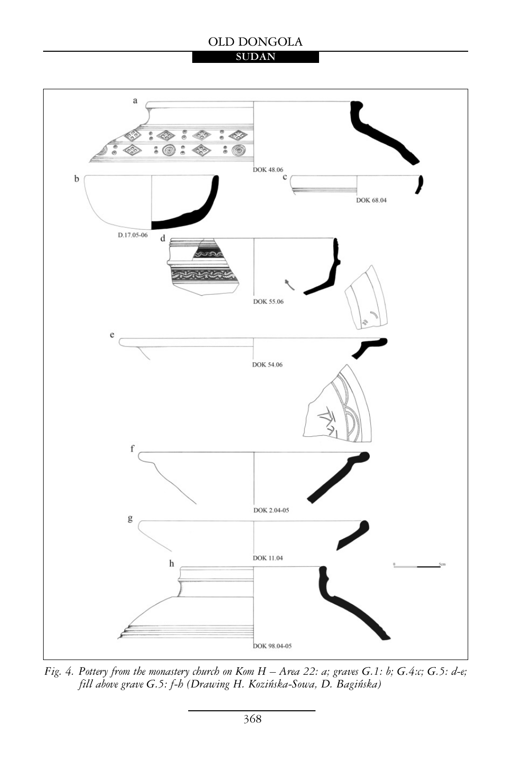Fig. 4. Pottery from the monastery church on Kom H – Area 22: a; graves G.1: b; G.4:c; G.5: d-e; fill above grave G.5: f-h (Drawing H. Kozińska-Sowa, D. Bagińska)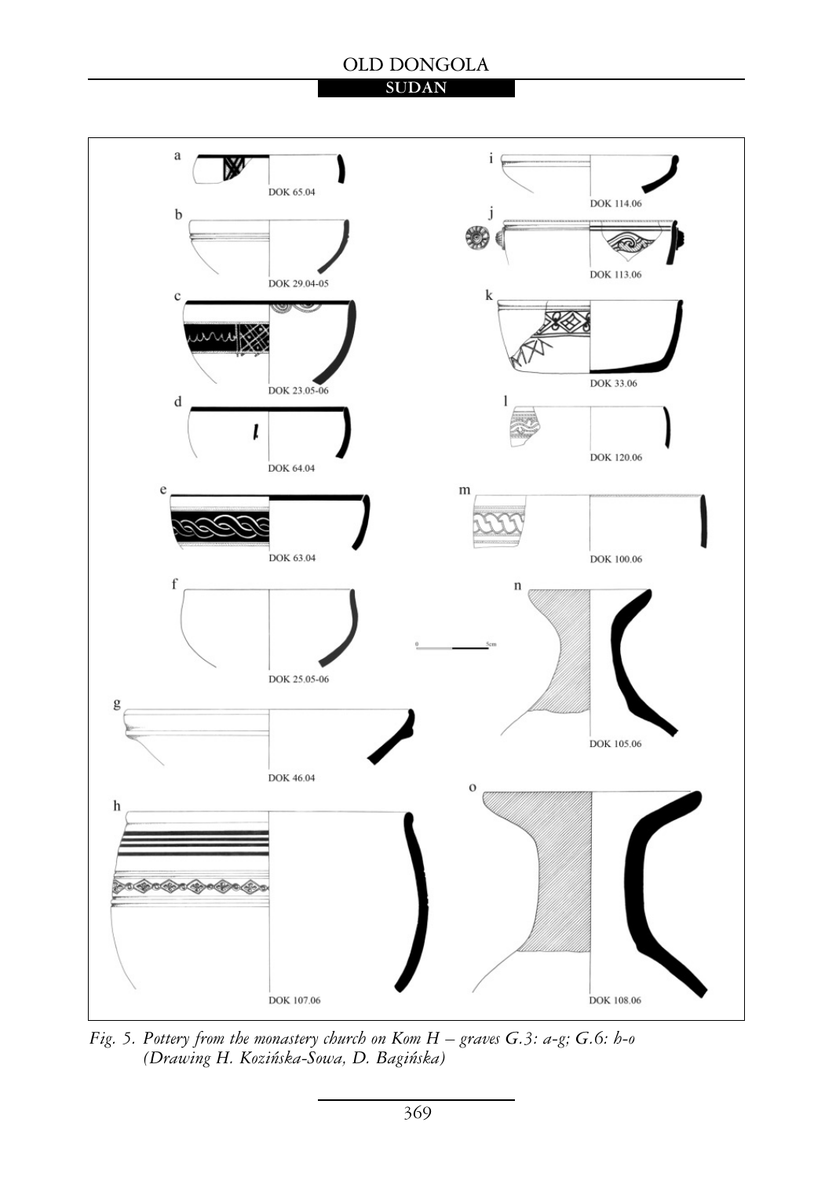Fig. 5. *Pottery from the monastery church on Kom H – graves G.3: a-g; G.6: h-o (Drawing H. Kozińska-Sowa, D. Bagińska)*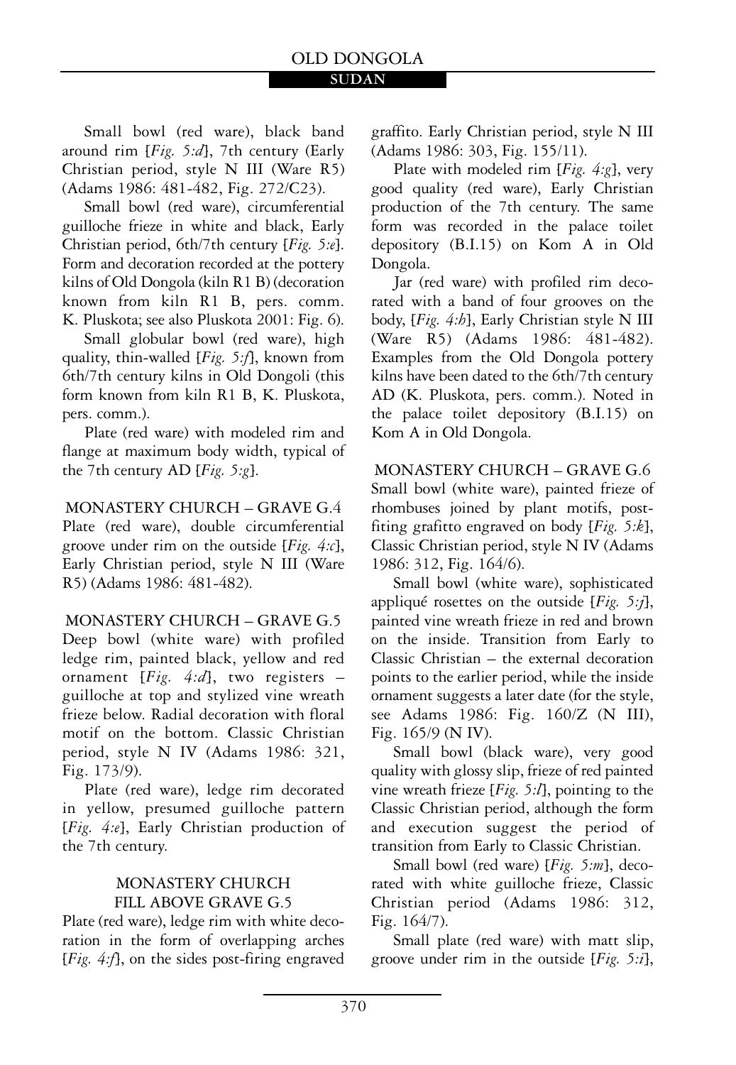Small bowl (red ware), black band around rim [*Fig. 5:d*], 7th century (Early Christian period, style N III (Ware R5) (Adams 1986: 481-482, Fig. 272/C23).

Small bowl (red ware), circumferential guilloche frieze in white and black, Early Christian period, 6th/7th century [*Fig. 5:e*]. Form and decoration recorded at the pottery kilns of Old Dongola (kiln R1 B) (decoration known from kiln R1 B, pers. comm. K. Pluskota; see also Pluskota 2001: Fig. 6).

Small globular bowl (red ware), high quality, thin-walled [*Fig. 5:f*], known from 6th/7th century kilns in Old Dongoli (this form known from kiln R1 B, K. Pluskota, pers. comm.).

Plate (red ware) with modeled rim and flange at maximum body width, typical of the 7th century AD [*Fig. 5:g*].

MONASTERY CHURCH – GRAVE G.4

Plate (red ware), double circumferential groove under rim on the outside [*Fig. 4:c*], Early Christian period, style N III (Ware R5) (Adams 1986: 481-482).

MONASTERY CHURCH – GRAVE G.5

Deep bowl (white ware) with profiled ledge rim, painted black, yellow and red ornament [*Fig. 4:d*], two registers – guilloche at top and stylized vine wreath frieze below. Radial decoration with floral motif on the bottom. Classic Christian period, style N IV (Adams 1986: 321, Fig. 173/9).

Plate (red ware), ledge rim decorated in yellow, presumed guilloche pattern [*Fig. 4:e*], Early Christian production of the 7th century.

MONASTERY CHURCH FILL ABOVE GRAVE G.5

Plate (red ware), ledge rim with white decoration in the form of overlapping arches [*Fig. 4:f*], on the sides post-firing engraved graffito. Early Christian period, style N III (Adams 1986: 303, Fig. 155/11).

Plate with modeled rim [*Fig. 4:g*], very good quality (red ware), Early Christian production of the 7th century. The same form was recorded in the palace toilet depository (B.I.15) on Kom A in Old Dongola.

Jar (red ware) with profiled rim decorated with a band of four grooves on the body, [*Fig. 4:h*], Early Christian style N III (Ware R5) (Adams 1986: 481-482). Examples from the Old Dongola pottery kilns have been dated to the 6th/7th century AD (K. Pluskota, pers. comm.). Noted in the palace toilet depository (B.I.15) on Kom A in Old Dongola.

MONASTERY CHURCH – GRAVE G.6

Small bowl (white ware), painted frieze of rhombuses joined by plant motifs, post-fiting grafitto engraved on body [*Fig. 5:k*], Classic Christian period, style N IV (Adams 1986: 312, Fig. 164/6).

Small bowl (white ware), sophisticated appliqué rosettes on the outside [*Fig. 5:j*], painted vine wreath frieze in red and brown on the inside. Transition from Early to Classic Christian – the external decoration points to the earlier period, while the inside ornament suggests a later date (for the style, see Adams 1986: Fig. 160/Z (N III), Fig. 165/9 (N IV).

Small bowl (black ware), very good quality with glossy slip, frieze of red painted vine wreath frieze [*Fig. 5:l*], pointing to the Classic Christian period, although the form and execution suggest the period of transition from Early to Classic Christian.

Small bowl (red ware) [*Fig. 5:m*], decorated with white guilloche frieze, Classic Christian period (Adams 1986: 312, Fig. 164/7).

Small plate (red ware) with matt slip, groove under rim in the outside [*Fig. 5:i*],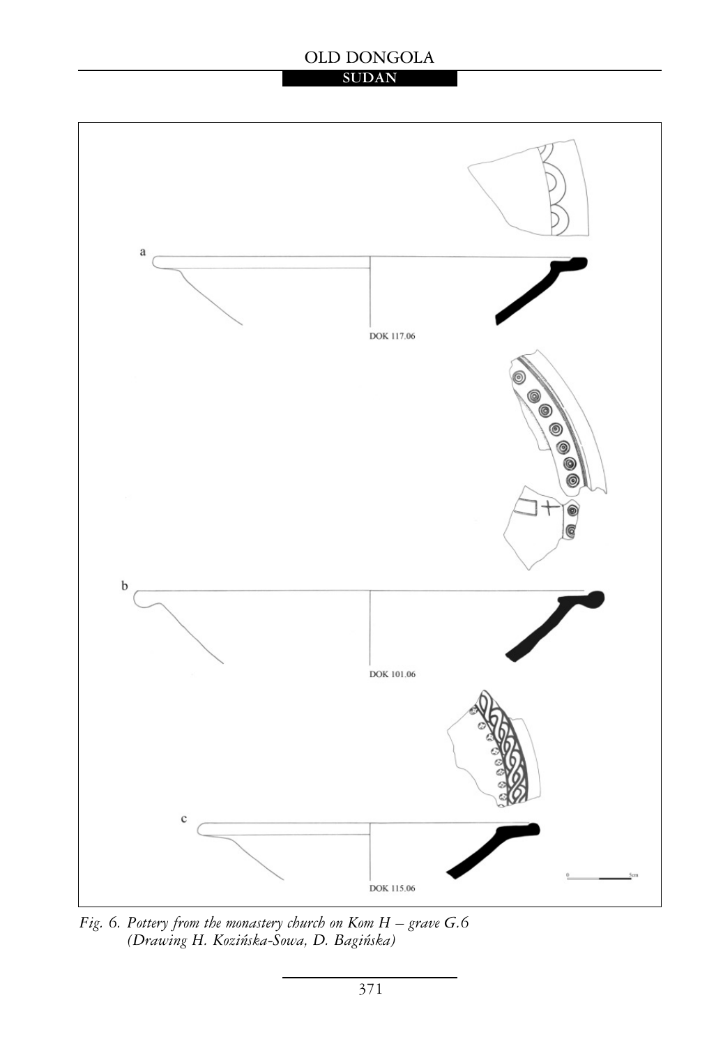*Fig. 6. Pottery from the monastery church on Kom H – grave G.6 (Drawing H. Kozińska-Sowa, D. Bagińska)*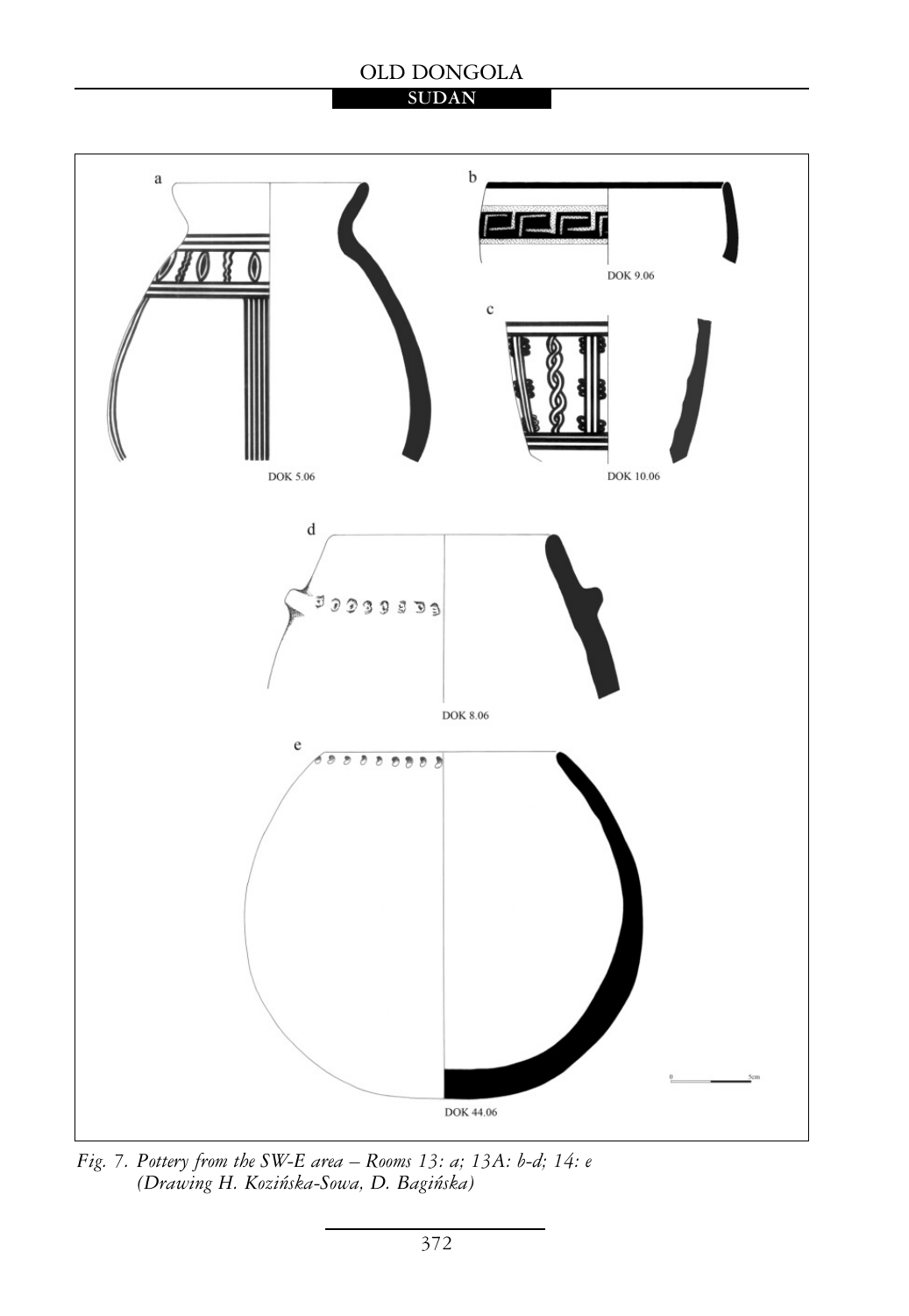Fig. 7. Pottery from the SW-E area – Rooms 13: a; 13A: b-d; 14: e (Drawing H. Kozińska-Sowa, D. Bagińska)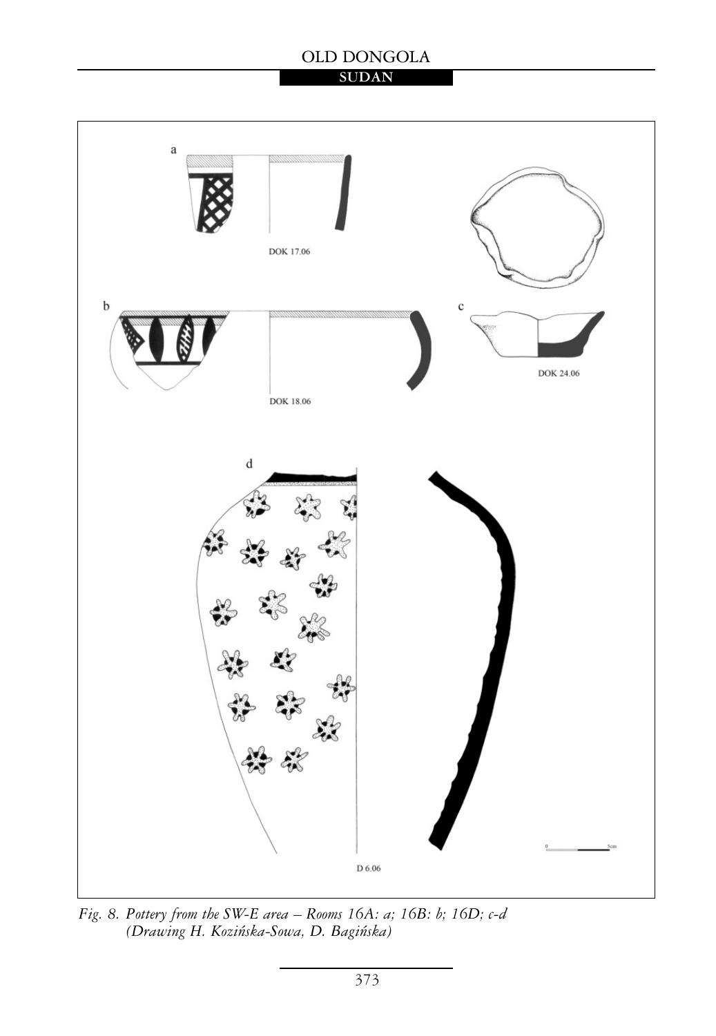*Fig. 8. Pottery from the SW-E area – Rooms 16A: a; 16B: b; 16D; c-d (Drawing H. Kozińska-Sowa, D. Bagińska)*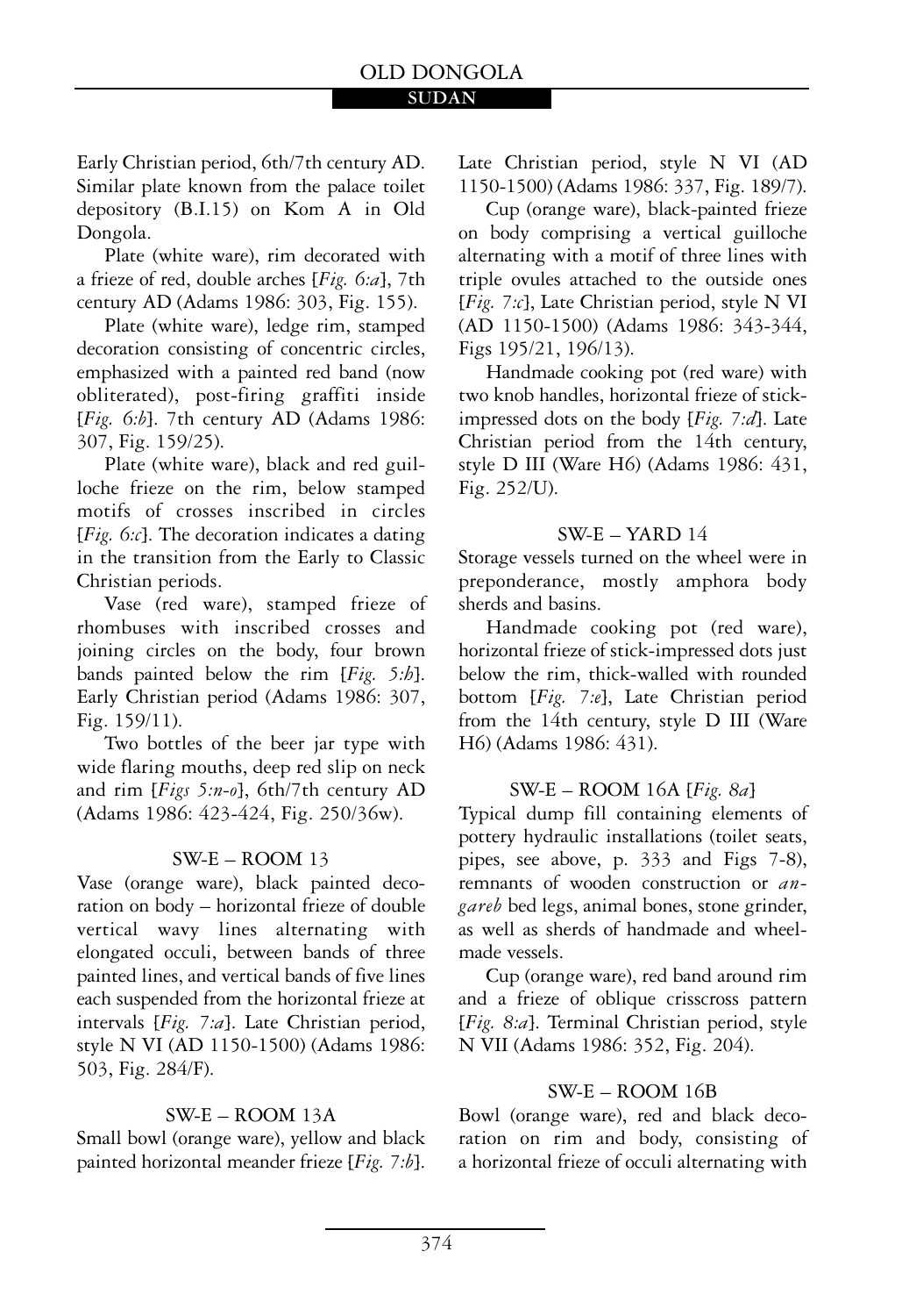Early Christian period, 6th/7th century AD. Similar plate known from the palace toilet depository (B.I.15) on Kom A in Old Dongola.

Plate (white ware), rim decorated with a frieze of red, double arches [*Fig. 6:a*], 7th century AD (Adams 1986: 303, Fig. 155).

Plate (white ware), ledge rim, stamped decoration consisting of concentric circles, emphasized with a painted red band (now obliterated), post-firing graffiti inside [*Fig. 6:b*]. 7th century AD (Adams 1986: 307, Fig. 159/25).

Plate (white ware), black and red guilloche frieze on the rim, below stamped motifs of crosses inscribed in circles [*Fig. 6:c*]. The decoration indicates a dating in the transition from the Early to Classic Christian periods.

Vase (red ware), stamped frieze of rhombuses with inscribed crosses and joining circles on the body, four brown bands painted below the rim [*Fig. 5:h*]. Early Christian period (Adams 1986: 307, Fig. 159/11).

Two bottles of the beer jar type with wide flaring mouths, deep red slip on neck and rim [*Figs 5:n-o*], 6th/7th century AD (Adams 1986: 423-424, Fig. 250/36w).

### SW-E – ROOM 13

Vase (orange ware), black painted decoration on body – horizontal frieze of double vertical wavy lines alternating with elongated occuli, between bands of three painted lines, and vertical bands of five lines each suspended from the horizontal frieze at intervals [*Fig. 7:a*]. Late Christian period, style N VI (AD 1150-1500) (Adams 1986: 503, Fig. 284/F).

### SW-E – ROOM 13A

Small bowl (orange ware), yellow and black painted horizontal meander frieze [*Fig. 7:b*]. Late Christian period, style N VI (AD 1150-1500) (Adams 1986: 337, Fig. 189/7).

Cup (orange ware), black-painted frieze on body comprising a vertical guilloche alternating with a motif of three lines with triple ovules attached to the outside ones [*Fig. 7:c*], Late Christian period, style N VI (AD 1150-1500) (Adams 1986: 343-344, Figs 195/21, 196/13).

Handmade cooking pot (red ware) with two knob handles, horizontal frieze of stick-impressed dots on the body [*Fig. 7:d*]. Late Christian period from the 14th century, style D III (Ware H6) (Adams 1986: 431, Fig. 252/U).

### SW-E – YARD 14

Storage vessels turned on the wheel were in preponderance, mostly amphora body sherds and basins.

Handmade cooking pot (red ware), horizontal frieze of stick-impressed dots just below the rim, thick-walled with rounded bottom [*Fig. 7:e*], Late Christian period from the 14th century, style D III (Ware H6) (Adams 1986: 431).

### SW-E – ROOM 16A [*Fig. 8a*]

Typical dump fill containing elements of pottery hydraulic installations (toilet seats, pipes, see above, p. 333 and Figs 7-8), remnants of wooden construction or *angareb* bed legs, animal bones, stone grinder, as well as sherds of handmade and wheel-made vessels.

Cup (orange ware), red band around rim and a frieze of oblique crisscross pattern [*Fig. 8:a*]. Terminal Christian period, style N VII (Adams 1986: 352, Fig. 204).

### SW-E – ROOM 16B

Bowl (orange ware), red and black decoration on rim and body, consisting of a horizontal frieze of occuli alternating with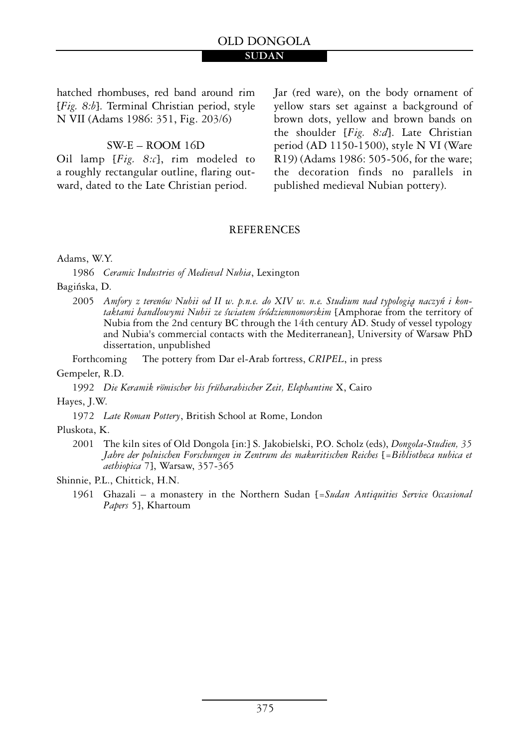hatched rhombuses, red band around rim [*Fig. 8:b*]. Terminal Christian period, style N VII (Adams 1986: 351, Fig. 203/6)

SW-E – ROOM 16D

Oil lamp [*Fig. 8:c*], rim modeled to a roughly rectangular outline, flaring outward, dated to the Late Christian period.

Jar (red ware), on the body ornament of yellow stars set against a background of brown dots, yellow and brown bands on the shoulder [*Fig. 8:d*]. Late Christian period (AD 1150-1500), style N VI (Ware R19) (Adams 1986: 505-506, for the ware; the decoration finds no parallels in published medieval Nubian pottery).

## REFERENCES

Adams, W.Y.

1986 *Ceramic Industries of Medieval Nubia*, Lexington

Bagińska, D.

2005 *Amfory z terenów Nubii od II w. p.n.e. do XIV w. n.e. Studium nad typologią naczyń i kontaktami handlowymi Nubii ze światem śródziemnomorskim* [Amphorae from the territory of Nubia from the 2nd century BC through the 14th century AD. Study of vessel typology and Nubia's commercial contacts with the Mediterranean], University of Warsaw PhD dissertation, unpublished

Forthcoming The pottery from Dar el-Arab fortress, *CRIPEL*, in press

Gempeler, R.D.

1992 *Die Keramik römischer bis frühарabischer Zeit, Elephantine* X, Cairo

Hayes, J.W.

1972 *Late Roman Pottery*, British School at Rome, London

Pluskota, K.

2001 The kiln sites of Old Dongola [in:] S. Jakobielski, P.O. Scholz (eds), *Dongola-Studien, 35 Jahre der polnischen Forschungen in Zentrum des makuritischen Reiches* [=*Bibliotheca nubica et aethiopica* 7], Warsaw, 357-365

Shinnie, P.L., Chittick, H.N.

1961 Ghazali – a monastery in the Northern Sudan [=*Sudan Antiquities Service Occasional Papers* 5], Khartoum